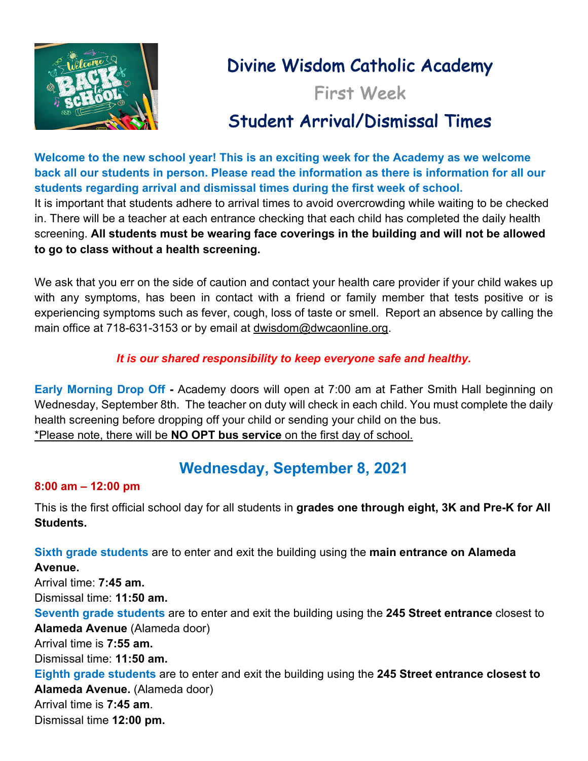# Divine Wisdom Catholic Academy

## First Week

## Student Arrival/Dismissal Times

**Welcome to the new school year! This is an exciting week for the Academy as we welcome back all our students in person. Please read the information as there is information for all our students regarding arrival and dismissal times during the first week of school.**

It is important that students adhere to arrival times to avoid overcrowding while waiting to be checked in. There will be a teacher at each entrance checking that each child has completed the daily health screening. **All students must be wearing face coverings in the building and will not be allowed to go to class without a health screening.**

We ask that you err on the side of caution and contact your health care provider if your child wakes up with any symptoms, has been in contact with a friend or family member that tests positive or is experiencing symptoms such as fever, cough, loss of taste or smell. Report an absence by calling the main office at 718-631-3153 or by email at dwisdom@dwcaonline.org.

***It is our shared responsibility to keep everyone safe and healthy.***

**Early Morning Drop Off -** Academy doors will open at 7:00 am at Father Smith Hall beginning on Wednesday, September 8th. The teacher on duty will check in each child. You must complete the daily health screening before dropping off your child or sending your child on the bus.

*Please note, there will be **NO OPT bus service** on the first day of school.

## Wednesday, September 8, 2021

**8:00 am – 12:00 pm**

This is the first official school day for all students in **grades one through eight, 3K and Pre-K for All Students.**

**Sixth grade students** are to enter and exit the building using the **main entrance on Alameda Avenue.**
Arrival time: **7:45 am.**
Dismissal time: **11:50 am.**

**Seventh grade students** are to enter and exit the building using the **245 Street entrance** closest to **Alameda Avenue** (Alameda door)
Arrival time is **7:55 am.**
Dismissal time: **11:50 am.**

**Eighth grade students** are to enter and exit the building using the **245 Street entrance closest to Alameda Avenue.** (Alameda door)
Arrival time is **7:45 am**.
Dismissal time **12:00 pm.**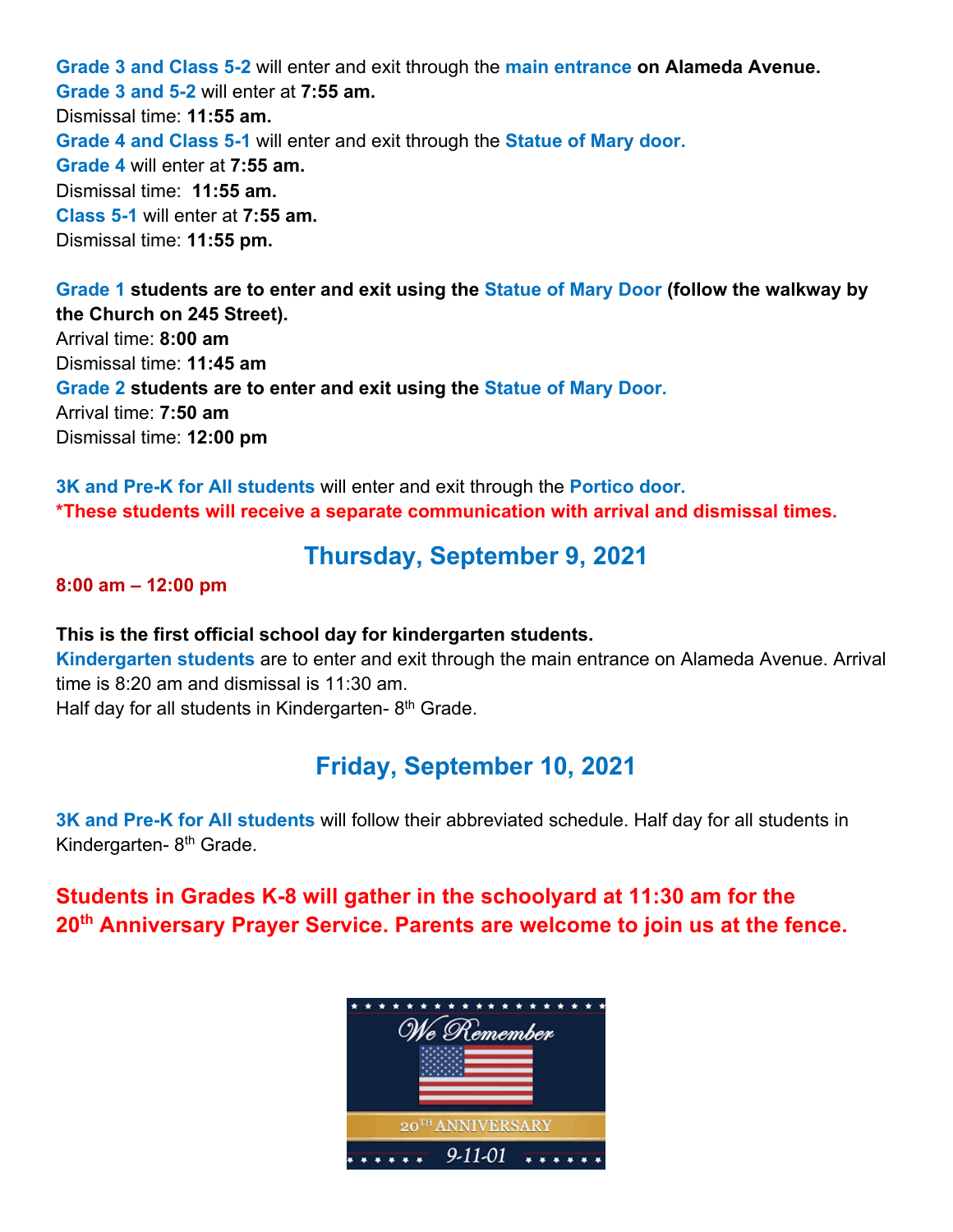**Grade 3 and Class 5-2** will enter and exit through the **main entrance on Alameda Avenue.**
**Grade 3 and 5-2** will enter at **7:55 am.**
Dismissal time: **11:55 am.**
**Grade 4 and Class 5-1** will enter and exit through the **Statue of Mary door.**
**Grade 4** will enter at **7:55 am.**
Dismissal time: **11:55 am.**
**Class 5-1** will enter at **7:55 am.**
Dismissal time: **11:55 pm.**

**Grade 1 students are to enter and exit using the Statue of Mary Door (follow the walkway by the Church on 245 Street).**
Arrival time: **8:00 am**
Dismissal time: **11:45 am**
**Grade 2 students are to enter and exit using the Statue of Mary Door.**
Arrival time: **7:50 am**
Dismissal time: **12:00 pm**

**3K and Pre-K for All students** will enter and exit through the **Portico door.**
**\*These students will receive a separate communication with arrival and dismissal times.**

## Thursday, September 9, 2021

**8:00 am – 12:00 pm**

**This is the first official school day for kindergarten students.**
**Kindergarten students** are to enter and exit through the main entrance on Alameda Avenue. Arrival time is 8:20 am and dismissal is 11:30 am.
Half day for all students in Kindergarten- 8th Grade.

## Friday, September 10, 2021

**3K and Pre-K for All students** will follow their abbreviated schedule. Half day for all students in Kindergarten- 8th Grade.

**Students in Grades K-8 will gather in the schoolyard at 11:30 am for the 20th Anniversary Prayer Service. Parents are welcome to join us at the fence.**

We Remember
20TH ANNIVERSARY
9-11-01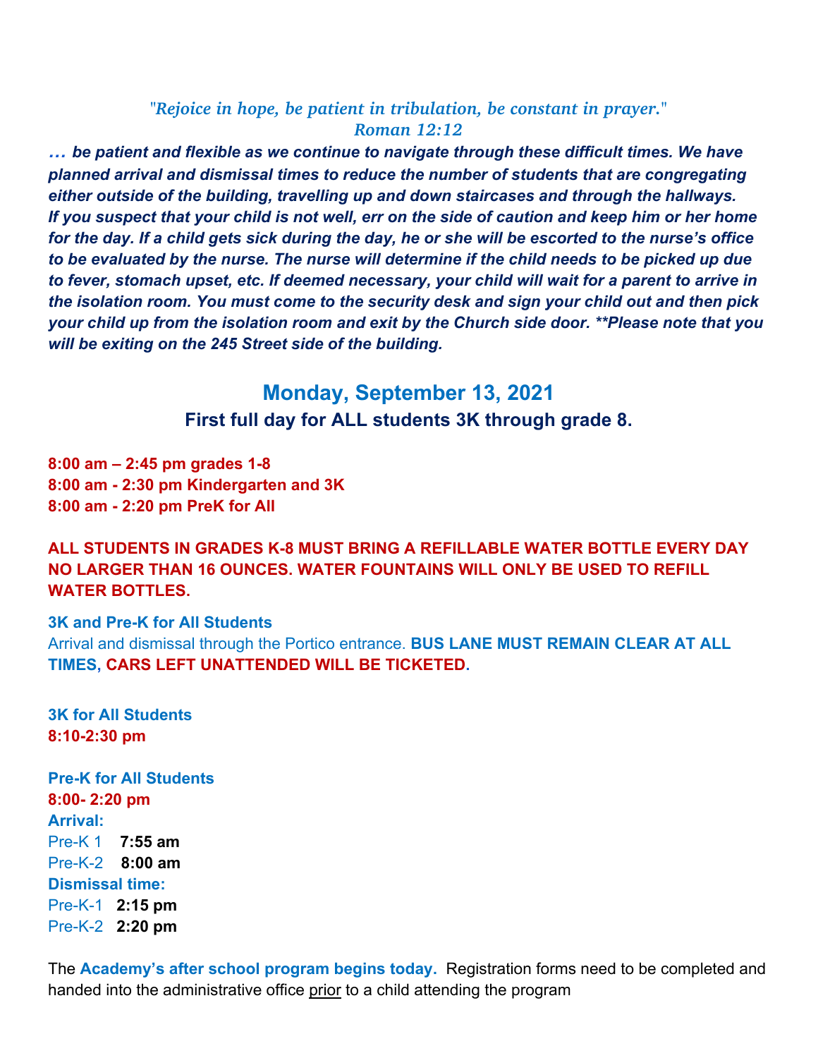*"Rejoice in hope, be patient in tribulation, be constant in prayer."*
*Roman 12:12*

***… be patient and flexible as we continue to navigate through these difficult times. We have planned arrival and dismissal times to reduce the number of students that are congregating either outside of the building, travelling up and down staircases and through the hallways. If you suspect that your child is not well, err on the side of caution and keep him or her home for the day. If a child gets sick during the day, he or she will be escorted to the nurse's office to be evaluated by the nurse. The nurse will determine if the child needs to be picked up due to fever, stomach upset, etc. If deemed necessary, your child will wait for a parent to arrive in the isolation room. You must come to the security desk and sign your child out and then pick your child up from the isolation room and exit by the Church side door. **Please note that you will be exiting on the 245 Street side of the building.***

## Monday, September 13, 2021

### First full day for ALL students 3K through grade 8.

**8:00 am – 2:45 pm grades 1-8**
**8:00 am - 2:30 pm Kindergarten and 3K**
**8:00 am - 2:20 pm PreK for All**

**ALL STUDENTS IN GRADES K-8 MUST BRING A REFILLABLE WATER BOTTLE EVERY DAY NO LARGER THAN 16 OUNCES. WATER FOUNTAINS WILL ONLY BE USED TO REFILL WATER BOTTLES.**

**3K and Pre-K for All Students**
Arrival and dismissal through the Portico entrance. **BUS LANE MUST REMAIN CLEAR AT ALL TIMES, CARS LEFT UNATTENDED WILL BE TICKETED.**

**3K for All Students**
**8:10-2:30 pm**

**Pre-K for All Students**
**8:00- 2:20 pm**
**Arrival:**
Pre-K 1 **7:55 am**
Pre-K-2 **8:00 am**
**Dismissal time:**
Pre-K-1 **2:15 pm**
Pre-K-2 **2:20 pm**

The **Academy's after school program begins today.** Registration forms need to be completed and handed into the administrative office prior to a child attending the program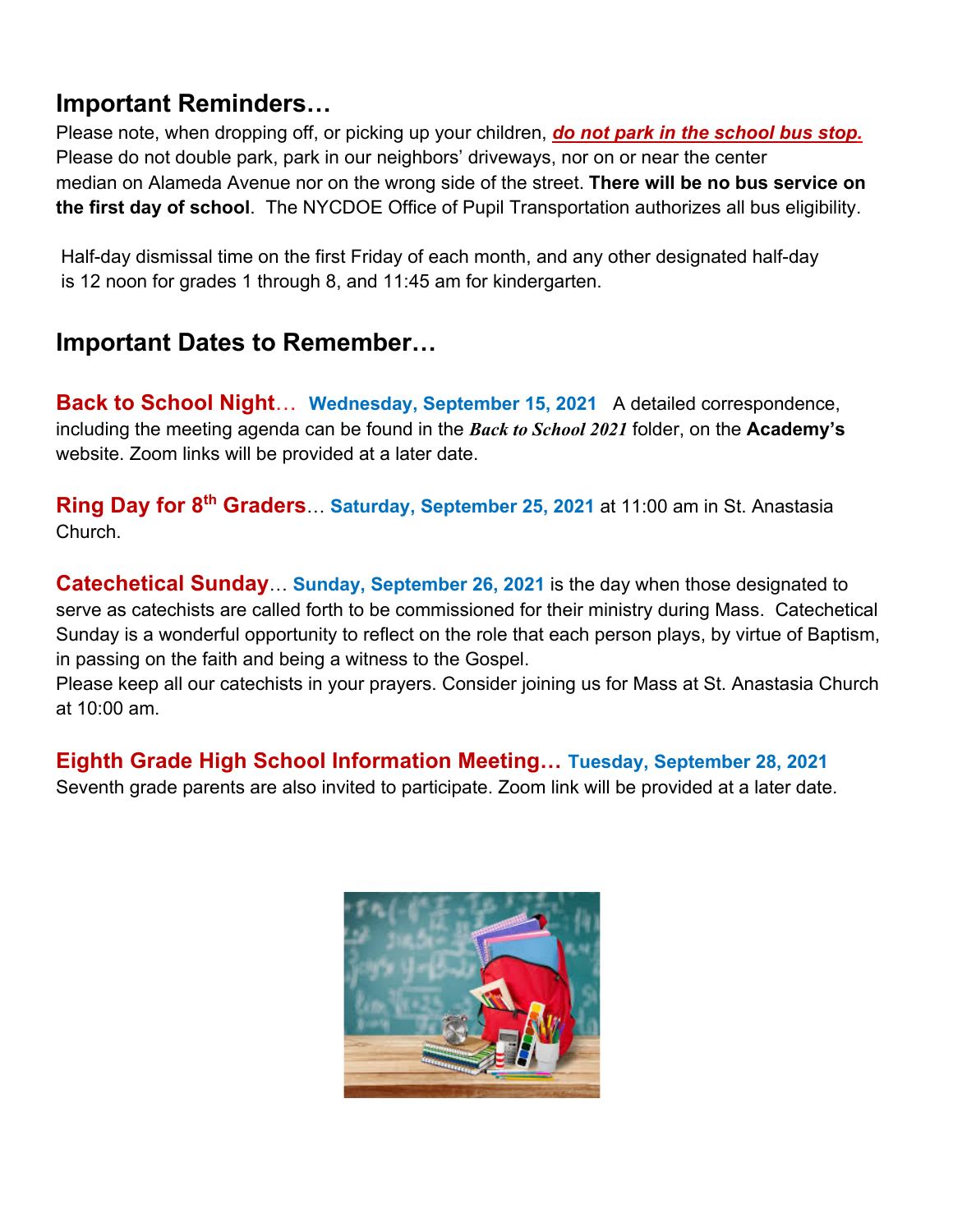## Important Reminders…

Please note, when dropping off, or picking up your children, ***do not park in the school bus stop.*** Please do not double park, park in our neighbors' driveways, nor on or near the center median on Alameda Avenue nor on the wrong side of the street. **There will be no bus service on the first day of school**. The NYCDOE Office of Pupil Transportation authorizes all bus eligibility.

Half-day dismissal time on the first Friday of each month, and any other designated half-day is 12 noon for grades 1 through 8, and 11:45 am for kindergarten.

## Important Dates to Remember…

**Back to School Night**… **Wednesday, September 15, 2021** A detailed correspondence, including the meeting agenda can be found in the ***Back to School 2021*** folder, on the **Academy's** website. Zoom links will be provided at a later date.

**Ring Day for 8th Graders**… **Saturday, September 25, 2021** at 11:00 am in St. Anastasia Church.

**Catechetical Sunday**… **Sunday, September 26, 2021** is the day when those designated to serve as catechists are called forth to be commissioned for their ministry during Mass. Catechetical Sunday is a wonderful opportunity to reflect on the role that each person plays, by virtue of Baptism, in passing on the faith and being a witness to the Gospel.
Please keep all our catechists in your prayers. Consider joining us for Mass at St. Anastasia Church at 10:00 am.

**Eighth Grade High School Information Meeting…** **Tuesday, September 28, 2021**
Seventh grade parents are also invited to participate. Zoom link will be provided at a later date.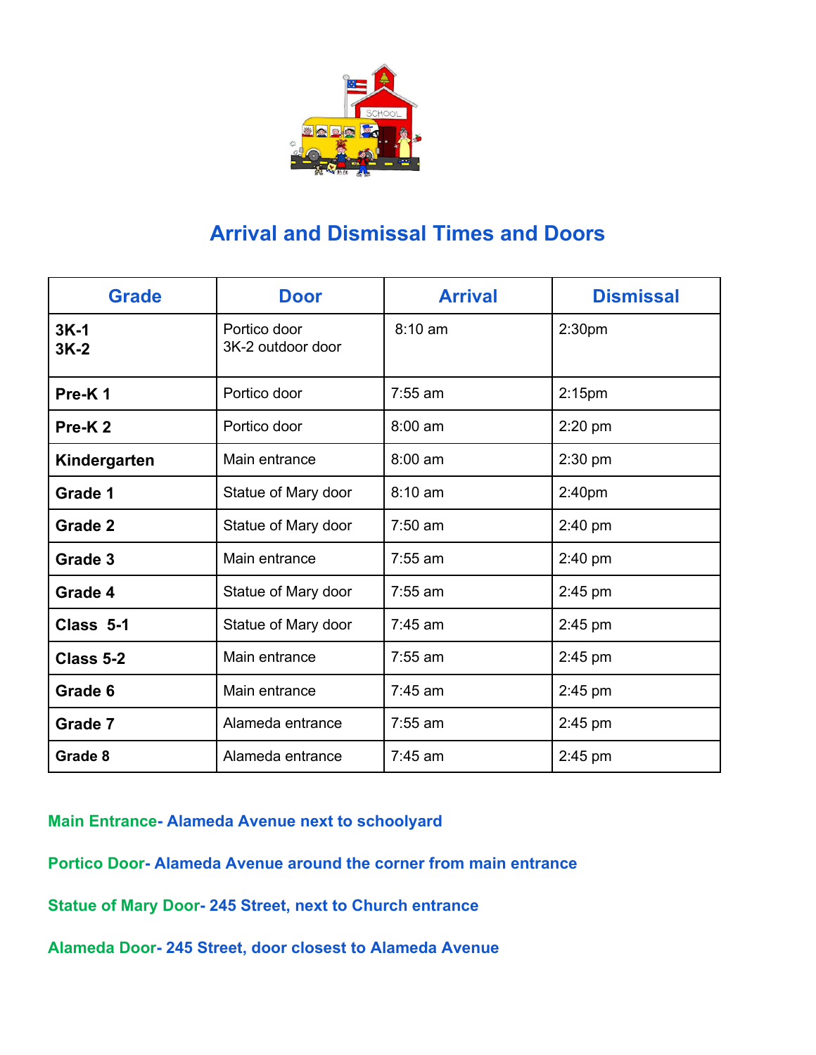# Arrival and Dismissal Times and Doors

| Grade | Door | Arrival | Dismissal |
|---|---|---|---|
| **3K-1**<br>**3K-2** | Portico door<br>3K-2 outdoor door | 8:10 am | 2:30pm |
| **Pre-K 1** | Portico door | 7:55 am | 2:15pm |
| **Pre-K 2** | Portico door | 8:00 am | 2:20 pm |
| **Kindergarten** | Main entrance | 8:00 am | 2:30 pm |
| **Grade 1** | Statue of Mary door | 8:10 am | 2:40pm |
| **Grade 2** | Statue of Mary door | 7:50 am | 2:40 pm |
| **Grade 3** | Main entrance | 7:55 am | 2:40 pm |
| **Grade 4** | Statue of Mary door | 7:55 am | 2:45 pm |
| **Class 5-1** | Statue of Mary door | 7:45 am | 2:45 pm |
| **Class 5-2** | Main entrance | 7:55 am | 2:45 pm |
| **Grade 6** | Main entrance | 7:45 am | 2:45 pm |
| **Grade 7** | Alameda entrance | 7:55 am | 2:45 pm |
| **Grade 8** | Alameda entrance | 7:45 am | 2:45 pm |

**Main Entrance- Alameda Avenue next to schoolyard**

**Portico Door- Alameda Avenue around the corner from main entrance**

**Statue of Mary Door- 245 Street, next to Church entrance**

**Alameda Door- 245 Street, door closest to Alameda Avenue**